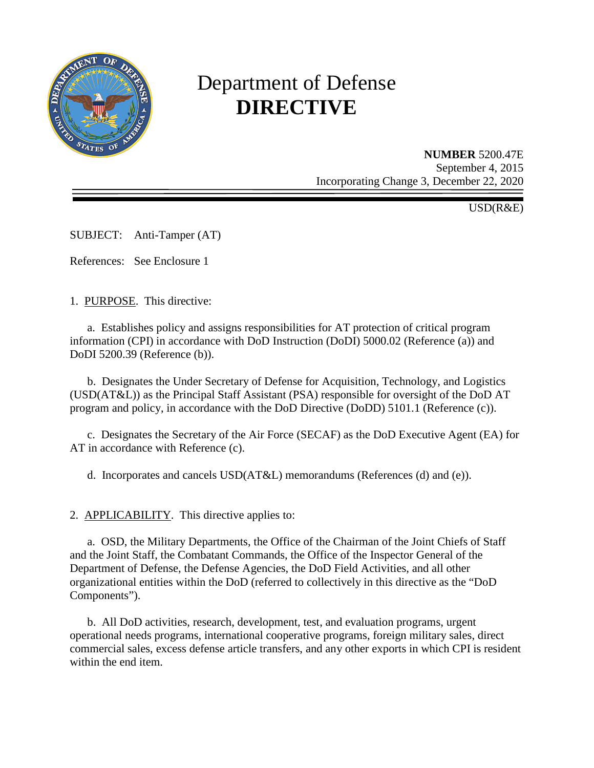# Department of Defense
# **DIRECTIVE**

**NUMBER** 5200.47E
September 4, 2015
Incorporating Change 3, December 22, 2020

USD(R&E)

SUBJECT: Anti-Tamper (AT)

References: See Enclosure 1

1. PURPOSE. This directive:

a. Establishes policy and assigns responsibilities for AT protection of critical program information (CPI) in accordance with DoD Instruction (DoDI) 5000.02 (Reference (a)) and DoDI 5200.39 (Reference (b)).

b. Designates the Under Secretary of Defense for Acquisition, Technology, and Logistics (USD(AT&L)) as the Principal Staff Assistant (PSA) responsible for oversight of the DoD AT program and policy, in accordance with the DoD Directive (DoDD) 5101.1 (Reference (c)).

c. Designates the Secretary of the Air Force (SECAF) as the DoD Executive Agent (EA) for AT in accordance with Reference (c).

d. Incorporates and cancels USD(AT&L) memorandums (References (d) and (e)).

2. APPLICABILITY. This directive applies to:

a. OSD, the Military Departments, the Office of the Chairman of the Joint Chiefs of Staff and the Joint Staff, the Combatant Commands, the Office of the Inspector General of the Department of Defense, the Defense Agencies, the DoD Field Activities, and all other organizational entities within the DoD (referred to collectively in this directive as the "DoD Components").

b. All DoD activities, research, development, test, and evaluation programs, urgent operational needs programs, international cooperative programs, foreign military sales, direct commercial sales, excess defense article transfers, and any other exports in which CPI is resident within the end item.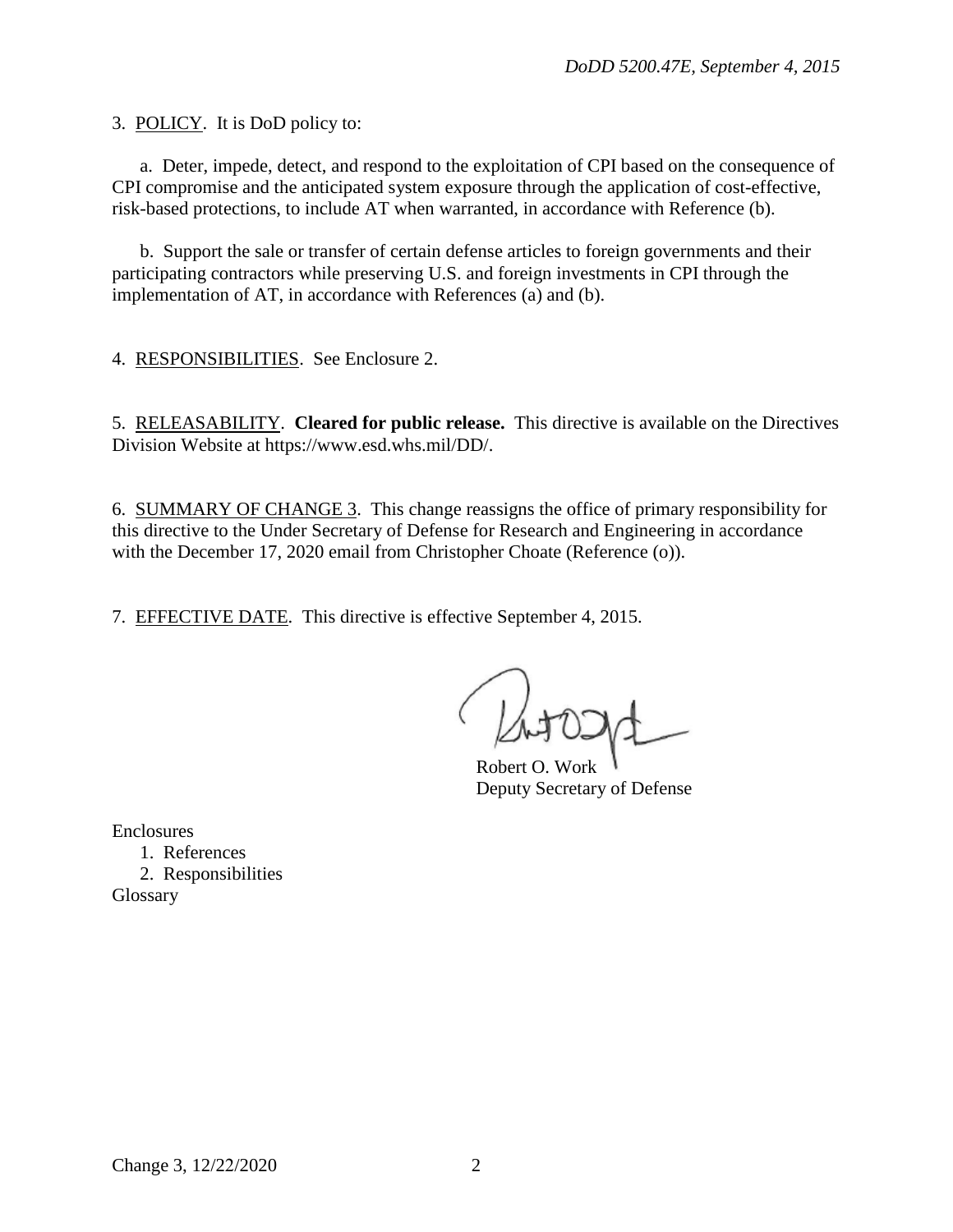3. POLICY. It is DoD policy to:

a. Deter, impede, detect, and respond to the exploitation of CPI based on the consequence of CPI compromise and the anticipated system exposure through the application of cost-effective, risk-based protections, to include AT when warranted, in accordance with Reference (b).

b. Support the sale or transfer of certain defense articles to foreign governments and their participating contractors while preserving U.S. and foreign investments in CPI through the implementation of AT, in accordance with References (a) and (b).

4. RESPONSIBILITIES. See Enclosure 2.

5. RELEASABILITY. **Cleared for public release.** This directive is available on the Directives Division Website at https://www.esd.whs.mil/DD/.

6. SUMMARY OF CHANGE 3. This change reassigns the office of primary responsibility for this directive to the Under Secretary of Defense for Research and Engineering in accordance with the December 17, 2020 email from Christopher Choate (Reference (o)).

7. EFFECTIVE DATE. This directive is effective September 4, 2015.

Robert O. Work
Deputy Secretary of Defense

Enclosures
1. References
2. Responsibilities

Glossary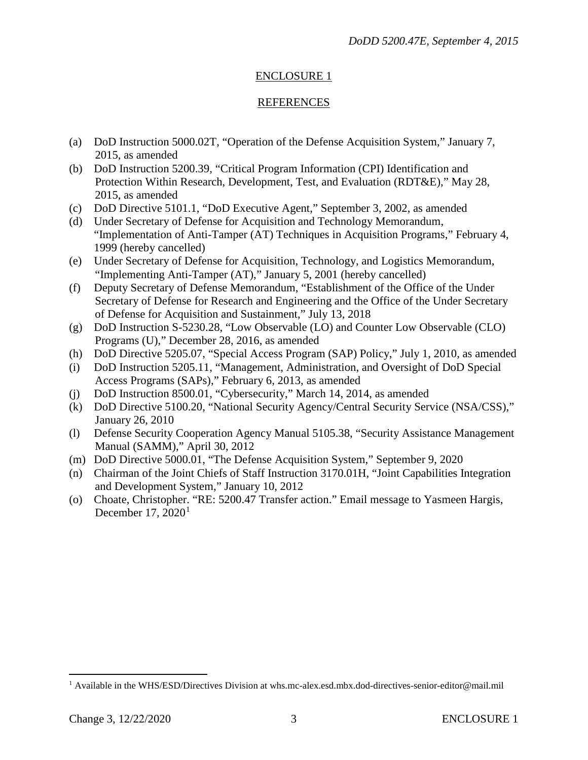## ENCLOSURE 1

## REFERENCES

(a) DoD Instruction 5000.02T, "Operation of the Defense Acquisition System," January 7, 2015, as amended

(b) DoD Instruction 5200.39, "Critical Program Information (CPI) Identification and Protection Within Research, Development, Test, and Evaluation (RDT&E)," May 28, 2015, as amended

(c) DoD Directive 5101.1, "DoD Executive Agent," September 3, 2002, as amended

(d) Under Secretary of Defense for Acquisition and Technology Memorandum, "Implementation of Anti-Tamper (AT) Techniques in Acquisition Programs," February 4, 1999 (hereby cancelled)

(e) Under Secretary of Defense for Acquisition, Technology, and Logistics Memorandum, "Implementing Anti-Tamper (AT)," January 5, 2001 (hereby cancelled)

(f) Deputy Secretary of Defense Memorandum, "Establishment of the Office of the Under Secretary of Defense for Research and Engineering and the Office of the Under Secretary of Defense for Acquisition and Sustainment," July 13, 2018

(g) DoD Instruction S-5230.28, "Low Observable (LO) and Counter Low Observable (CLO) Programs (U)," December 28, 2016, as amended

(h) DoD Directive 5205.07, "Special Access Program (SAP) Policy," July 1, 2010, as amended

(i) DoD Instruction 5205.11, "Management, Administration, and Oversight of DoD Special Access Programs (SAPs)," February 6, 2013, as amended

(j) DoD Instruction 8500.01, "Cybersecurity," March 14, 2014, as amended

(k) DoD Directive 5100.20, "National Security Agency/Central Security Service (NSA/CSS)," January 26, 2010

(l) Defense Security Cooperation Agency Manual 5105.38, "Security Assistance Management Manual (SAMM)," April 30, 2012

(m) DoD Directive 5000.01, "The Defense Acquisition System," September 9, 2020

(n) Chairman of the Joint Chiefs of Staff Instruction 3170.01H, "Joint Capabilities Integration and Development System," January 10, 2012

(o) Choate, Christopher. "RE: 5200.47 Transfer action." Email message to Yasmeen Hargis, December 17, 2020[1]

[1] Available in the WHS/ESD/Directives Division at whs.mc-alex.esd.mbx.dod-directives-senior-editor@mail.mil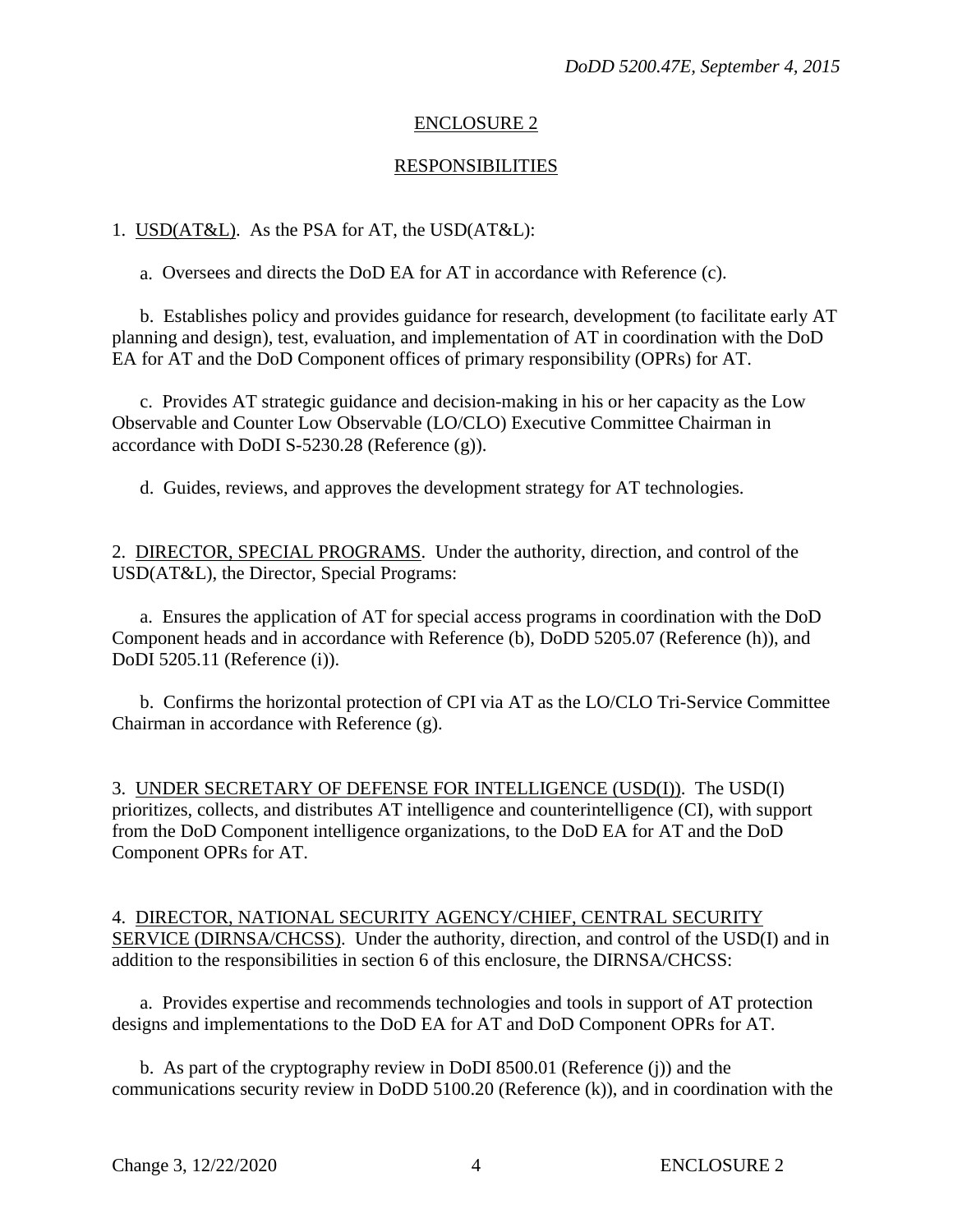## ENCLOSURE 2

## RESPONSIBILITIES

1. USD(AT&L). As the PSA for AT, the USD(AT&L):

   a. Oversees and directs the DoD EA for AT in accordance with Reference (c).

   b. Establishes policy and provides guidance for research, development (to facilitate early AT planning and design), test, evaluation, and implementation of AT in coordination with the DoD EA for AT and the DoD Component offices of primary responsibility (OPRs) for AT.

   c. Provides AT strategic guidance and decision-making in his or her capacity as the Low Observable and Counter Low Observable (LO/CLO) Executive Committee Chairman in accordance with DoDI S-5230.28 (Reference (g)).

   d. Guides, reviews, and approves the development strategy for AT technologies.

2. DIRECTOR, SPECIAL PROGRAMS. Under the authority, direction, and control of the USD(AT&L), the Director, Special Programs:

   a. Ensures the application of AT for special access programs in coordination with the DoD Component heads and in accordance with Reference (b), DoDD 5205.07 (Reference (h)), and DoDI 5205.11 (Reference (i)).

   b. Confirms the horizontal protection of CPI via AT as the LO/CLO Tri-Service Committee Chairman in accordance with Reference (g).

3. UNDER SECRETARY OF DEFENSE FOR INTELLIGENCE (USD(I)). The USD(I) prioritizes, collects, and distributes AT intelligence and counterintelligence (CI), with support from the DoD Component intelligence organizations, to the DoD EA for AT and the DoD Component OPRs for AT.

4. DIRECTOR, NATIONAL SECURITY AGENCY/CHIEF, CENTRAL SECURITY SERVICE (DIRNSA/CHCSS). Under the authority, direction, and control of the USD(I) and in addition to the responsibilities in section 6 of this enclosure, the DIRNSA/CHCSS:

   a. Provides expertise and recommends technologies and tools in support of AT protection designs and implementations to the DoD EA for AT and DoD Component OPRs for AT.

   b. As part of the cryptography review in DoDI 8500.01 (Reference (j)) and the communications security review in DoDD 5100.20 (Reference (k)), and in coordination with the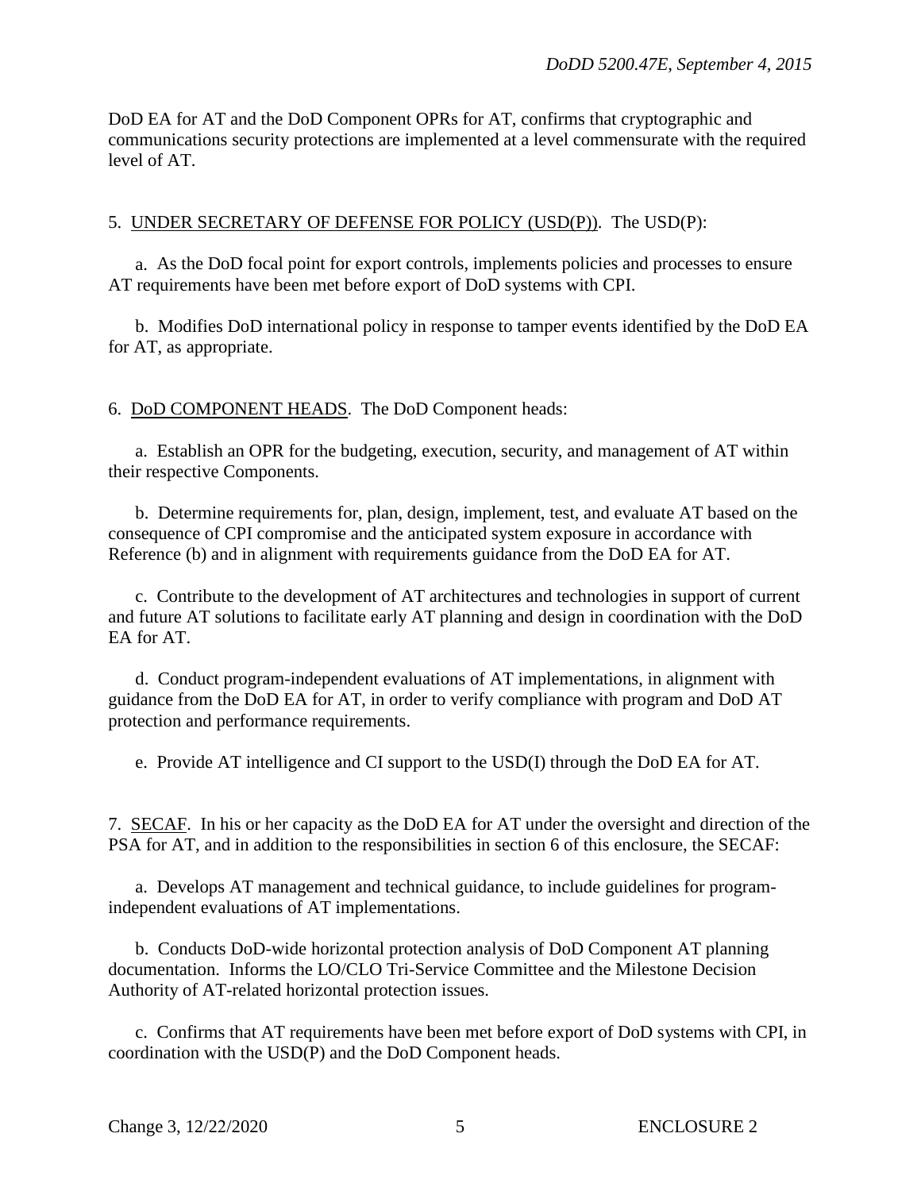DoD EA for AT and the DoD Component OPRs for AT, confirms that cryptographic and communications security protections are implemented at a level commensurate with the required level of AT.

5. UNDER SECRETARY OF DEFENSE FOR POLICY (USD(P)). The USD(P):

a. As the DoD focal point for export controls, implements policies and processes to ensure AT requirements have been met before export of DoD systems with CPI.

b. Modifies DoD international policy in response to tamper events identified by the DoD EA for AT, as appropriate.

6. DoD COMPONENT HEADS. The DoD Component heads:

a. Establish an OPR for the budgeting, execution, security, and management of AT within their respective Components.

b. Determine requirements for, plan, design, implement, test, and evaluate AT based on the consequence of CPI compromise and the anticipated system exposure in accordance with Reference (b) and in alignment with requirements guidance from the DoD EA for AT.

c. Contribute to the development of AT architectures and technologies in support of current and future AT solutions to facilitate early AT planning and design in coordination with the DoD EA for AT.

d. Conduct program-independent evaluations of AT implementations, in alignment with guidance from the DoD EA for AT, in order to verify compliance with program and DoD AT protection and performance requirements.

e. Provide AT intelligence and CI support to the USD(I) through the DoD EA for AT.

7. SECAF. In his or her capacity as the DoD EA for AT under the oversight and direction of the PSA for AT, and in addition to the responsibilities in section 6 of this enclosure, the SECAF:

a. Develops AT management and technical guidance, to include guidelines for program-independent evaluations of AT implementations.

b. Conducts DoD-wide horizontal protection analysis of DoD Component AT planning documentation. Informs the LO/CLO Tri-Service Committee and the Milestone Decision Authority of AT-related horizontal protection issues.

c. Confirms that AT requirements have been met before export of DoD systems with CPI, in coordination with the USD(P) and the DoD Component heads.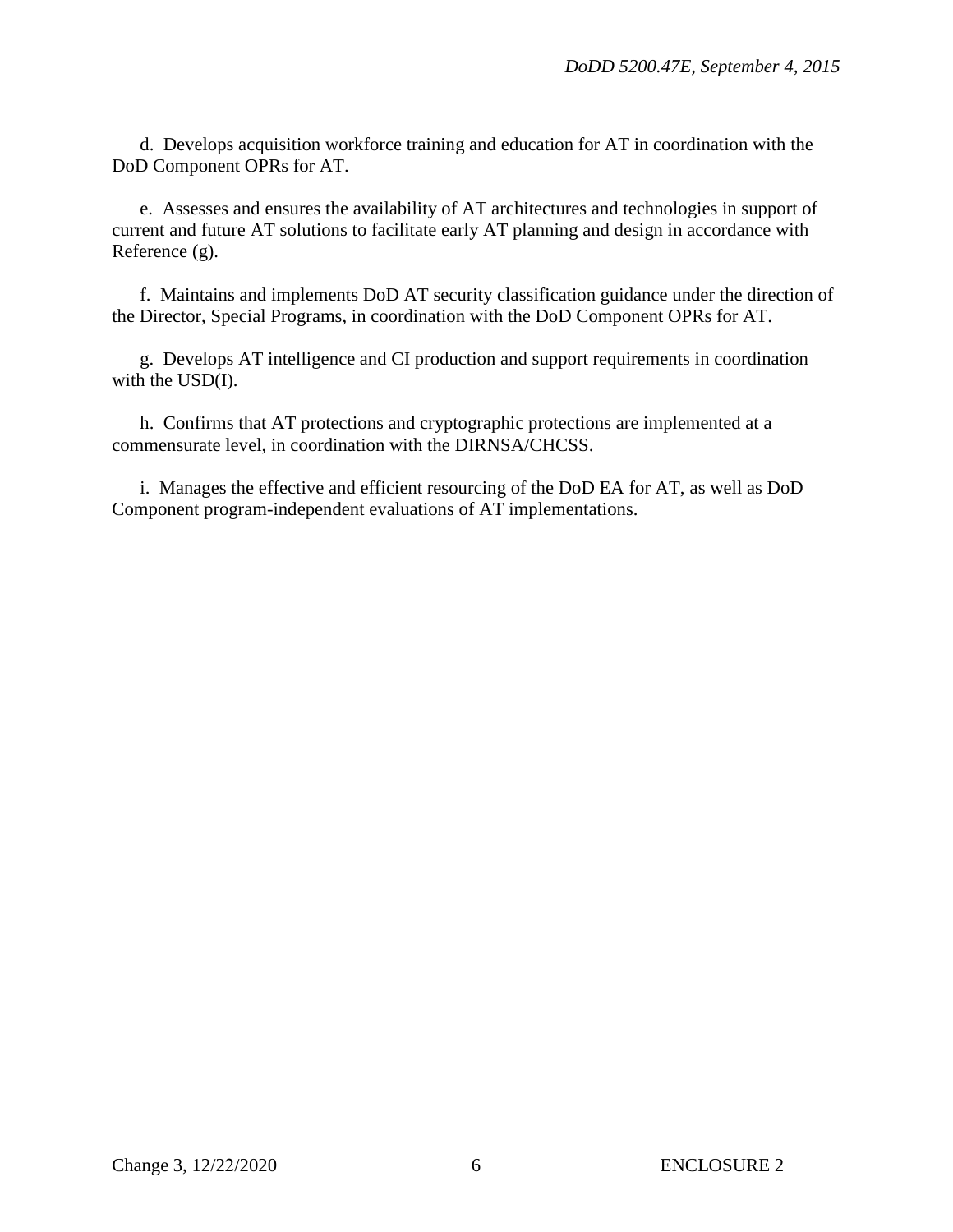d. Develops acquisition workforce training and education for AT in coordination with the DoD Component OPRs for AT.

e. Assesses and ensures the availability of AT architectures and technologies in support of current and future AT solutions to facilitate early AT planning and design in accordance with Reference (g).

f. Maintains and implements DoD AT security classification guidance under the direction of the Director, Special Programs, in coordination with the DoD Component OPRs for AT.

g. Develops AT intelligence and CI production and support requirements in coordination with the USD(I).

h. Confirms that AT protections and cryptographic protections are implemented at a commensurate level, in coordination with the DIRNSA/CHCSS.

i. Manages the effective and efficient resourcing of the DoD EA for AT, as well as DoD Component program-independent evaluations of AT implementations.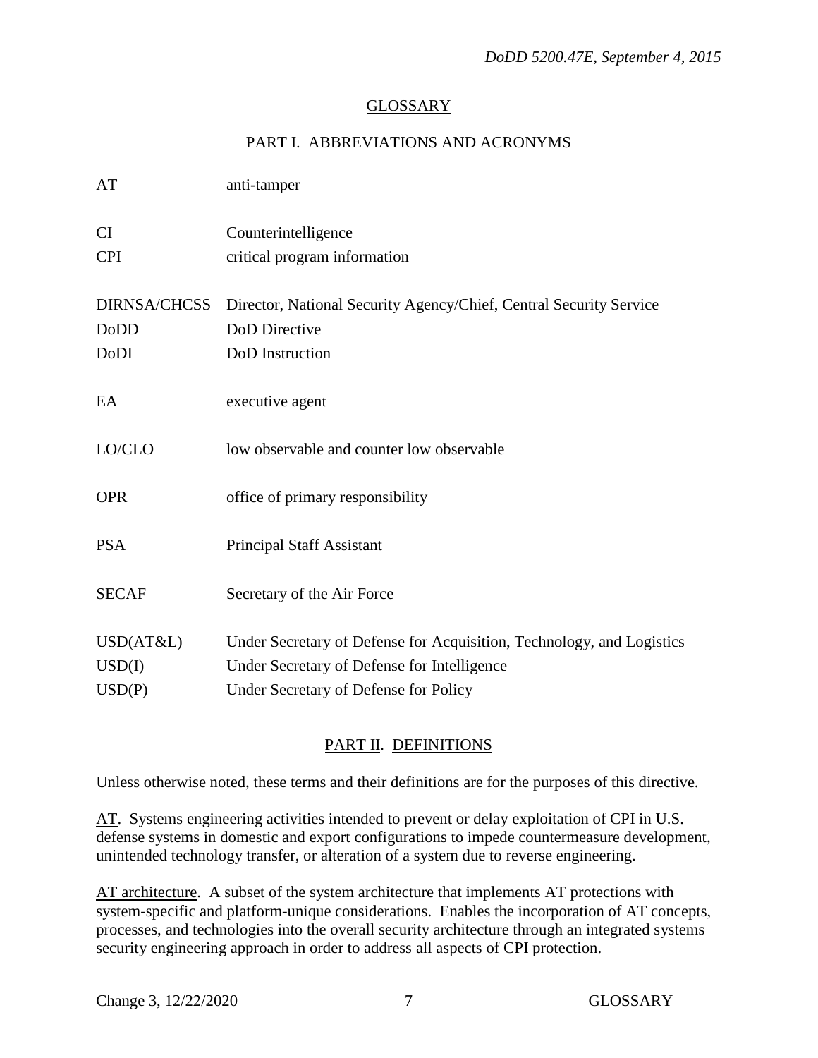## GLOSSARY

### PART I. ABBREVIATIONS AND ACRONYMS

| | |
|---|---|
| AT | anti-tamper |
| CI | Counterintelligence |
| CPI | critical program information |
| DIRNSA/CHCSS | Director, National Security Agency/Chief, Central Security Service |
| DoDD | DoD Directive |
| DoDI | DoD Instruction |
| EA | executive agent |
| LO/CLO | low observable and counter low observable |
| OPR | office of primary responsibility |
| PSA | Principal Staff Assistant |
| SECAF | Secretary of the Air Force |
| USD(AT&L) | Under Secretary of Defense for Acquisition, Technology, and Logistics |
| USD(I) | Under Secretary of Defense for Intelligence |
| USD(P) | Under Secretary of Defense for Policy |

### PART II. DEFINITIONS

Unless otherwise noted, these terms and their definitions are for the purposes of this directive.

AT. Systems engineering activities intended to prevent or delay exploitation of CPI in U.S. defense systems in domestic and export configurations to impede countermeasure development, unintended technology transfer, or alteration of a system due to reverse engineering.

AT architecture. A subset of the system architecture that implements AT protections with system-specific and platform-unique considerations. Enables the incorporation of AT concepts, processes, and technologies into the overall security architecture through an integrated systems security engineering approach in order to address all aspects of CPI protection.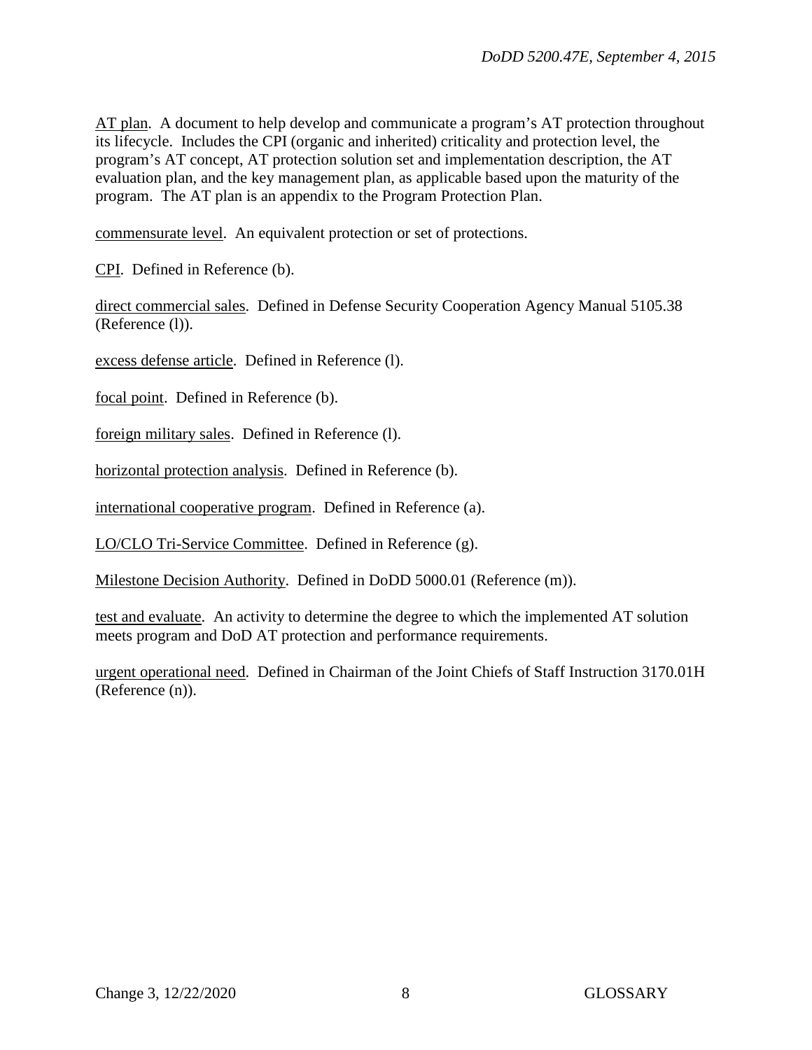<u>AT plan</u>. A document to help develop and communicate a program's AT protection throughout its lifecycle. Includes the CPI (organic and inherited) criticality and protection level, the program's AT concept, AT protection solution set and implementation description, the AT evaluation plan, and the key management plan, as applicable based upon the maturity of the program. The AT plan is an appendix to the Program Protection Plan.

<u>commensurate level</u>. An equivalent protection or set of protections.

<u>CPI</u>. Defined in Reference (b).

<u>direct commercial sales</u>. Defined in Defense Security Cooperation Agency Manual 5105.38 (Reference (l)).

<u>excess defense article</u>. Defined in Reference (l).

<u>focal point</u>. Defined in Reference (b).

<u>foreign military sales</u>. Defined in Reference (l).

<u>horizontal protection analysis</u>. Defined in Reference (b).

<u>international cooperative program</u>. Defined in Reference (a).

<u>LO/CLO Tri-Service Committee</u>. Defined in Reference (g).

<u>Milestone Decision Authority</u>. Defined in DoDD 5000.01 (Reference (m)).

<u>test and evaluate</u>. An activity to determine the degree to which the implemented AT solution meets program and DoD AT protection and performance requirements.

<u>urgent operational need</u>. Defined in Chairman of the Joint Chiefs of Staff Instruction 3170.01H (Reference (n)).